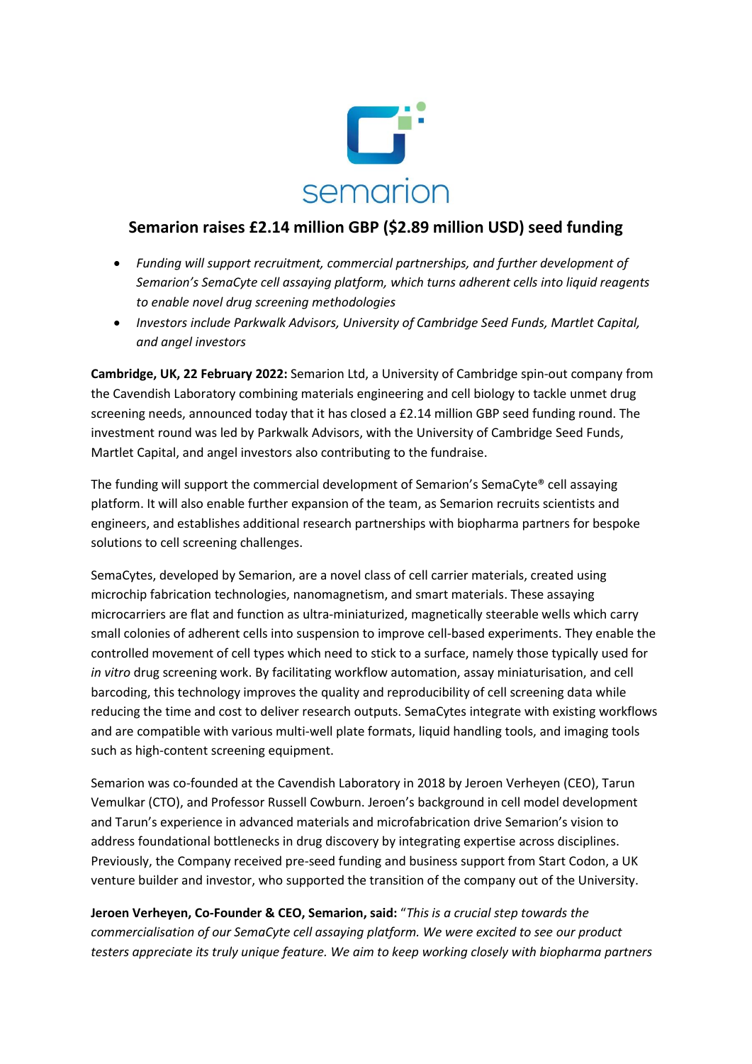semarion

# Semarion raises £2.14 million GBP ($2.89 million USD) seed funding

- *Funding will support recruitment, commercial partnerships, and further development of Semarion's SemaCyte cell assaying platform, which turns adherent cells into liquid reagents to enable novel drug screening methodologies*
- *Investors include Parkwalk Advisors, University of Cambridge Seed Funds, Martlet Capital, and angel investors*

**Cambridge, UK, 22 February 2022:** Semarion Ltd, a University of Cambridge spin-out company from the Cavendish Laboratory combining materials engineering and cell biology to tackle unmet drug screening needs, announced today that it has closed a £2.14 million GBP seed funding round. The investment round was led by Parkwalk Advisors, with the University of Cambridge Seed Funds, Martlet Capital, and angel investors also contributing to the fundraise.

The funding will support the commercial development of Semarion's SemaCyte® cell assaying platform. It will also enable further expansion of the team, as Semarion recruits scientists and engineers, and establishes additional research partnerships with biopharma partners for bespoke solutions to cell screening challenges.

SemaCytes, developed by Semarion, are a novel class of cell carrier materials, created using microchip fabrication technologies, nanomagnetism, and smart materials. These assaying microcarriers are flat and function as ultra-miniaturized, magnetically steerable wells which carry small colonies of adherent cells into suspension to improve cell-based experiments. They enable the controlled movement of cell types which need to stick to a surface, namely those typically used for *in vitro* drug screening work. By facilitating workflow automation, assay miniaturisation, and cell barcoding, this technology improves the quality and reproducibility of cell screening data while reducing the time and cost to deliver research outputs. SemaCytes integrate with existing workflows and are compatible with various multi-well plate formats, liquid handling tools, and imaging tools such as high-content screening equipment.

Semarion was co-founded at the Cavendish Laboratory in 2018 by Jeroen Verheyen (CEO), Tarun Vemulkar (CTO), and Professor Russell Cowburn. Jeroen's background in cell model development and Tarun's experience in advanced materials and microfabrication drive Semarion's vision to address foundational bottlenecks in drug discovery by integrating expertise across disciplines. Previously, the Company received pre-seed funding and business support from Start Codon, a UK venture builder and investor, who supported the transition of the company out of the University.

**Jeroen Verheyen, Co-Founder & CEO, Semarion, said:** "*This is a crucial step towards the commercialisation of our SemaCyte cell assaying platform. We were excited to see our product testers appreciate its truly unique feature. We aim to keep working closely with biopharma partners*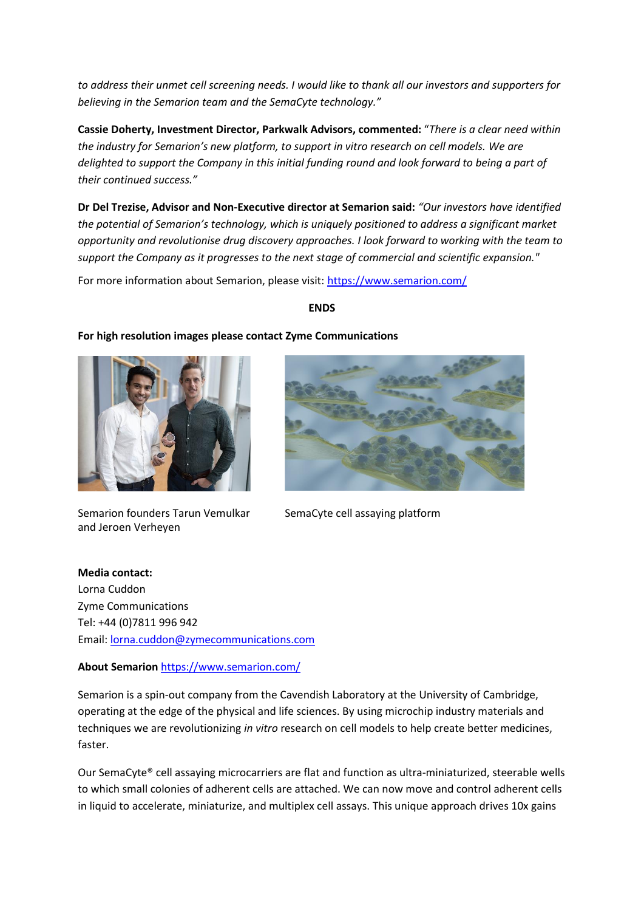*to address their unmet cell screening needs. I would like to thank all our investors and supporters for believing in the Semarion team and the SemaCyte technology."*

**Cassie Doherty, Investment Director, Parkwalk Advisors, commented:** "*There is a clear need within the industry for Semarion's new platform, to support in vitro research on cell models. We are delighted to support the Company in this initial funding round and look forward to being a part of their continued success."*

**Dr Del Trezise, Advisor and Non-Executive director at Semarion said:** *"Our investors have identified the potential of Semarion's technology, which is uniquely positioned to address a significant market opportunity and revolutionise drug discovery approaches. I look forward to working with the team to support the Company as it progresses to the next stage of commercial and scientific expansion."*

For more information about Semarion, please visit: https://www.semarion.com/

**ENDS**

**For high resolution images please contact Zyme Communications**

Semarion founders Tarun Vemulkar and Jeroen Verheyen

SemaCyte cell assaying platform

**Media contact:**
Lorna Cuddon
Zyme Communications
Tel: +44 (0)7811 996 942
Email: lorna.cuddon@zymecommunications.com

**About Semarion** https://www.semarion.com/

Semarion is a spin-out company from the Cavendish Laboratory at the University of Cambridge, operating at the edge of the physical and life sciences. By using microchip industry materials and techniques we are revolutionizing *in vitro* research on cell models to help create better medicines, faster.

Our SemaCyte® cell assaying microcarriers are flat and function as ultra-miniaturized, steerable wells to which small colonies of adherent cells are attached. We can now move and control adherent cells in liquid to accelerate, miniaturize, and multiplex cell assays. This unique approach drives 10x gains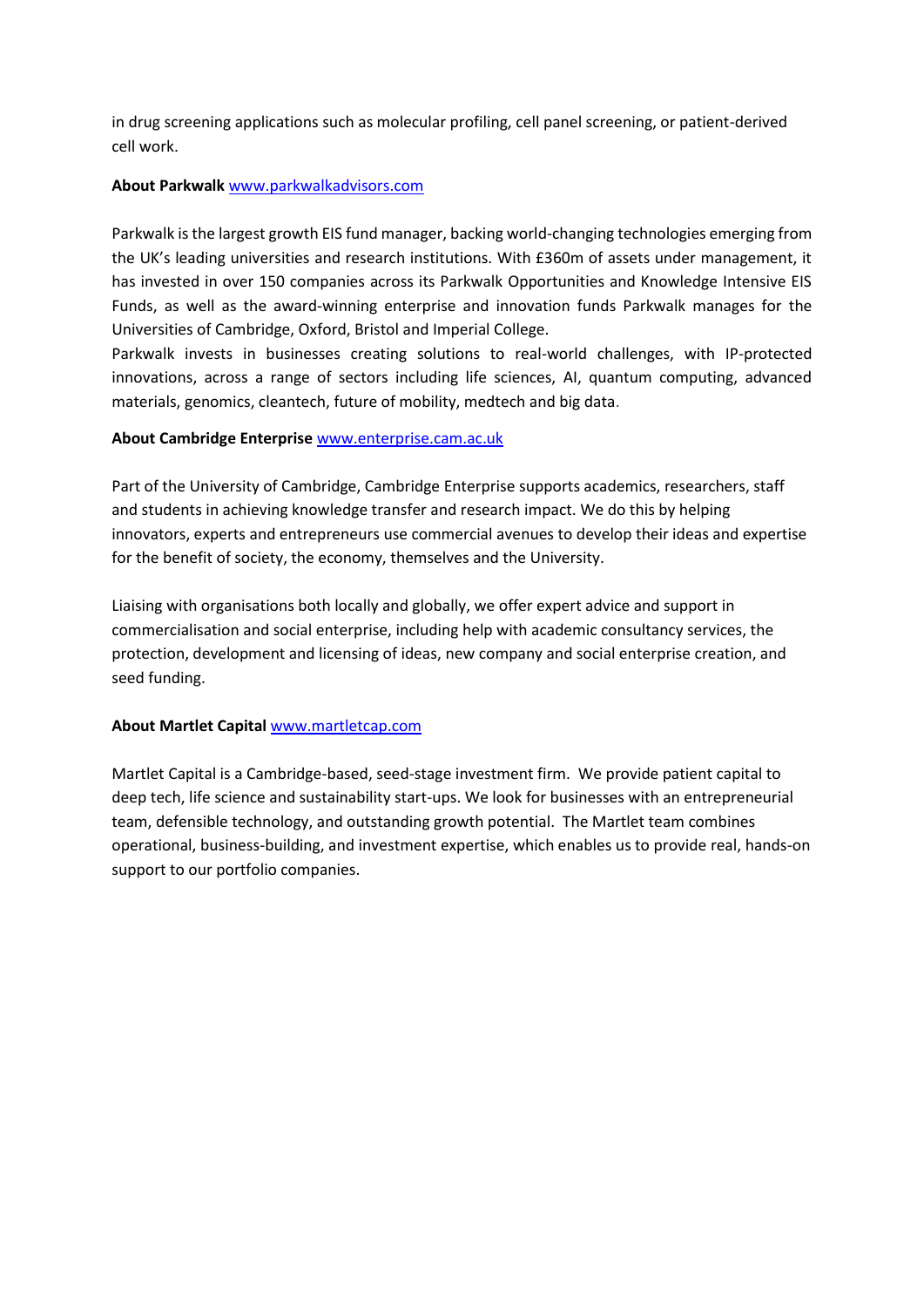in drug screening applications such as molecular profiling, cell panel screening, or patient-derived cell work.

**About Parkwalk** [www.parkwalkadvisors.com](www.parkwalkadvisors.com)

Parkwalk is the largest growth EIS fund manager, backing world-changing technologies emerging from the UK's leading universities and research institutions. With £360m of assets under management, it has invested in over 150 companies across its Parkwalk Opportunities and Knowledge Intensive EIS Funds, as well as the award-winning enterprise and innovation funds Parkwalk manages for the Universities of Cambridge, Oxford, Bristol and Imperial College.
Parkwalk invests in businesses creating solutions to real-world challenges, with IP-protected innovations, across a range of sectors including life sciences, AI, quantum computing, advanced materials, genomics, cleantech, future of mobility, medtech and big data.

**About Cambridge Enterprise** [www.enterprise.cam.ac.uk](www.enterprise.cam.ac.uk)

Part of the University of Cambridge, Cambridge Enterprise supports academics, researchers, staff and students in achieving knowledge transfer and research impact. We do this by helping innovators, experts and entrepreneurs use commercial avenues to develop their ideas and expertise for the benefit of society, the economy, themselves and the University.

Liaising with organisations both locally and globally, we offer expert advice and support in commercialisation and social enterprise, including help with academic consultancy services, the protection, development and licensing of ideas, new company and social enterprise creation, and seed funding.

**About Martlet Capital** [www.martletcap.com](www.martletcap.com)

Martlet Capital is a Cambridge-based, seed-stage investment firm. We provide patient capital to deep tech, life science and sustainability start-ups. We look for businesses with an entrepreneurial team, defensible technology, and outstanding growth potential. The Martlet team combines operational, business-building, and investment expertise, which enables us to provide real, hands-on support to our portfolio companies.